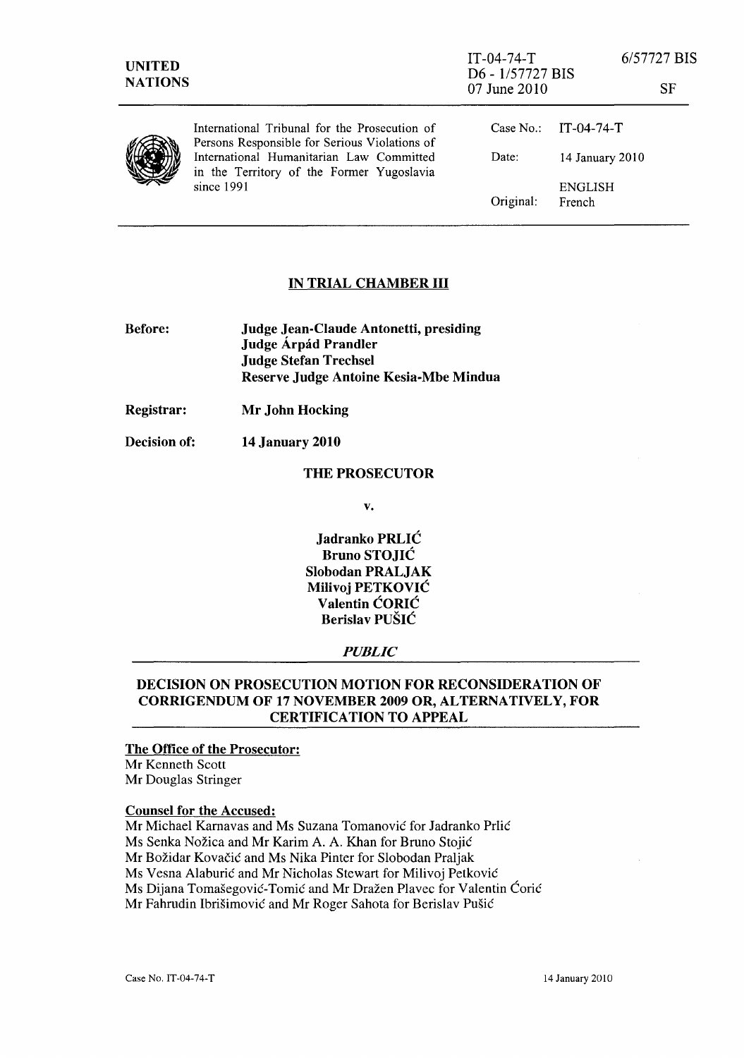| UNITED NATIONS | IT-04-74-T<br>D6 - 1/57727 BIS<br>07 June 2010 | 6/57727 BIS<br><br>SF |
|---|---|---|

International Tribunal for the Prosecution of Persons Responsible for Serious Violations of International Humanitarian Law Committed in the Territory of the Former Yugoslavia since 1991

| | |
|---|---|
| Case No.: | IT-04-74-T |
| Date: | 14 January 2010 |
| Original: | ENGLISH<br>French |

## IN TRIAL CHAMBER III

**Before:** **Judge Jean-Claude Antonetti, presiding**
**Judge Árpád Prandler**
**Judge Stefan Trechsel**
**Reserve Judge Antoine Kesia-Mbe Mindua**

**Registrar:** **Mr John Hocking**

**Decision of:** **14 January 2010**

**THE PROSECUTOR**

v.

**Jadranko PRLIĆ**
**Bruno STOJIĆ**
**Slobodan PRALJAK**
**Milivoj PETKOVIĆ**
**Valentin ĆORIĆ**
**Berislav PUŠIĆ**

***PUBLIC***

## DECISION ON PROSECUTION MOTION FOR RECONSIDERATION OF CORRIGENDUM OF 17 NOVEMBER 2009 OR, ALTERNATIVELY, FOR CERTIFICATION TO APPEAL

**The Office of the Prosecutor:**
Mr Kenneth Scott
Mr Douglas Stringer

**Counsel for the Accused:**
Mr Michael Karnavas and Ms Suzana Tomanović for Jadranko Prlić
Ms Senka Nožica and Mr Karim A. A. Khan for Bruno Stojić
Mr Božidar Kovačić and Ms Nika Pinter for Slobodan Praljak
Ms Vesna Alaburić and Mr Nicholas Stewart for Milivoj Petković
Ms Dijana Tomašegović-Tomić and Mr Dražen Plavec for Valentin Ćorić
Mr Fahrudin Ibrišimović and Mr Roger Sahota for Berislav Pušić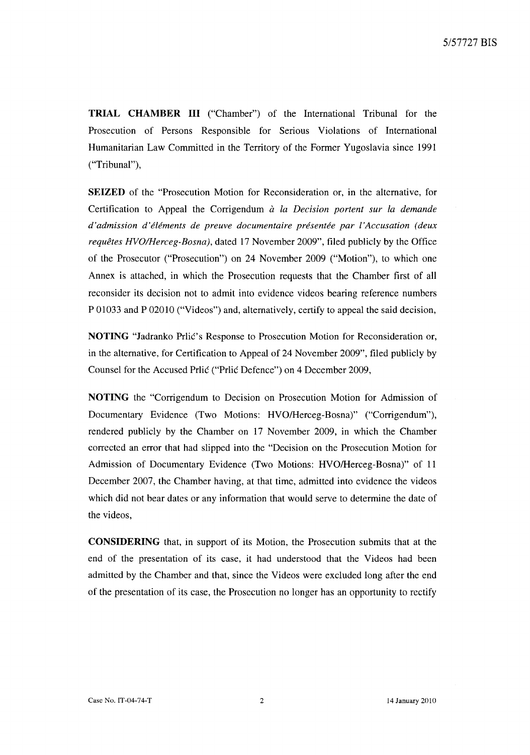**TRIAL CHAMBER III** ("Chamber") of the International Tribunal for the Prosecution of Persons Responsible for Serious Violations of International Humanitarian Law Committed in the Territory of the Former Yugoslavia since 1991 ("Tribunal"),

**SEIZED** of the "Prosecution Motion for Reconsideration or, in the alternative, for Certification to Appeal the Corrigendum *à la Decision portent sur la demande d'admission d'éléments de preuve documentaire présentée par l'Accusation (deux requêtes HVO/Herceg-Bosna)*, dated 17 November 2009", filed publicly by the Office of the Prosecutor ("Prosecution") on 24 November 2009 ("Motion"), to which one Annex is attached, in which the Prosecution requests that the Chamber first of all reconsider its decision not to admit into evidence videos bearing reference numbers P 01033 and P 02010 ("Videos") and, alternatively, certify to appeal the said decision,

**NOTING** "Jadranko Prlić's Response to Prosecution Motion for Reconsideration or, in the alternative, for Certification to Appeal of 24 November 2009", filed publicly by Counsel for the Accused Prlić ("Prlić Defence") on 4 December 2009,

**NOTING** the "Corrigendum to Decision on Prosecution Motion for Admission of Documentary Evidence (Two Motions: HVO/Herceg-Bosna)" ("Corrigendum"), rendered publicly by the Chamber on 17 November 2009, in which the Chamber corrected an error that had slipped into the "Decision on the Prosecution Motion for Admission of Documentary Evidence (Two Motions: HVO/Herceg-Bosna)" of 11 December 2007, the Chamber having, at that time, admitted into evidence the videos which did not bear dates or any information that would serve to determine the date of the videos,

**CONSIDERING** that, in support of its Motion, the Prosecution submits that at the end of the presentation of its case, it had understood that the Videos had been admitted by the Chamber and that, since the Videos were excluded long after the end of the presentation of its case, the Prosecution no longer has an opportunity to rectify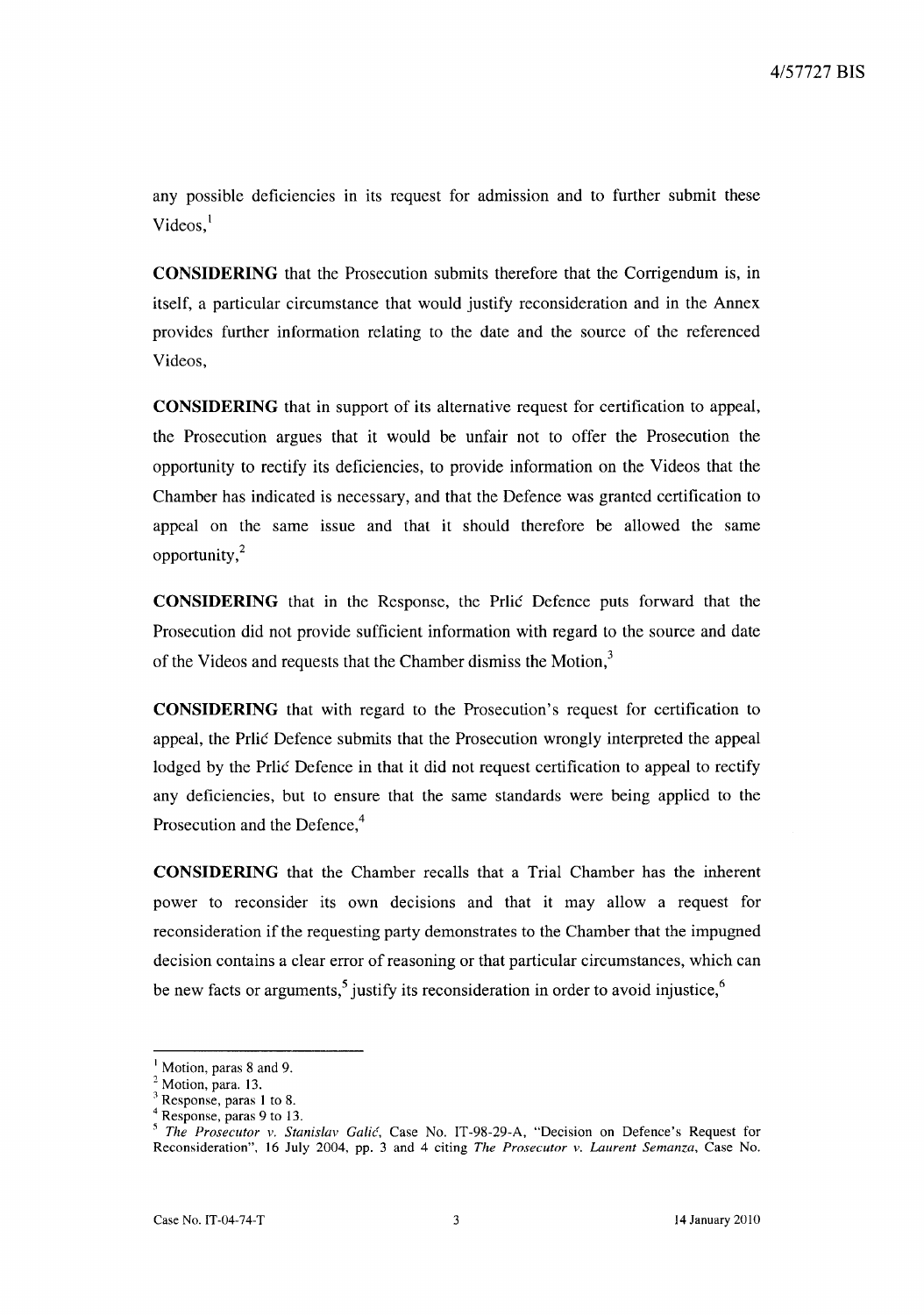any possible deficiencies in its request for admission and to further submit these Videos,[1]

**CONSIDERING** that the Prosecution submits therefore that the Corrigendum is, in itself, a particular circumstance that would justify reconsideration and in the Annex provides further information relating to the date and the source of the referenced Videos,

**CONSIDERING** that in support of its alternative request for certification to appeal, the Prosecution argues that it would be unfair not to offer the Prosecution the opportunity to rectify its deficiencies, to provide information on the Videos that the Chamber has indicated is necessary, and that the Defence was granted certification to appeal on the same issue and that it should therefore be allowed the same opportunity,[2]

**CONSIDERING** that in the Response, the Prlić Defence puts forward that the Prosecution did not provide sufficient information with regard to the source and date of the Videos and requests that the Chamber dismiss the Motion,[3]

**CONSIDERING** that with regard to the Prosecution's request for certification to appeal, the Prlić Defence submits that the Prosecution wrongly interpreted the appeal lodged by the Prlić Defence in that it did not request certification to appeal to rectify any deficiencies, but to ensure that the same standards were being applied to the Prosecution and the Defence,[4]

**CONSIDERING** that the Chamber recalls that a Trial Chamber has the inherent power to reconsider its own decisions and that it may allow a request for reconsideration if the requesting party demonstrates to the Chamber that the impugned decision contains a clear error of reasoning or that particular circumstances, which can be new facts or arguments,[5] justify its reconsideration in order to avoid injustice,[6]

---

[1] Motion, paras 8 and 9.

[2] Motion, para. 13.

[3] Response, paras 1 to 8.

[4] Response, paras 9 to 13.

[5] *The Prosecutor v. Stanislav Galić*, Case No. IT-98-29-A, "Decision on Defence's Request for Reconsideration", 16 July 2004, pp. 3 and 4 citing *The Prosecutor v. Laurent Semanza*, Case No.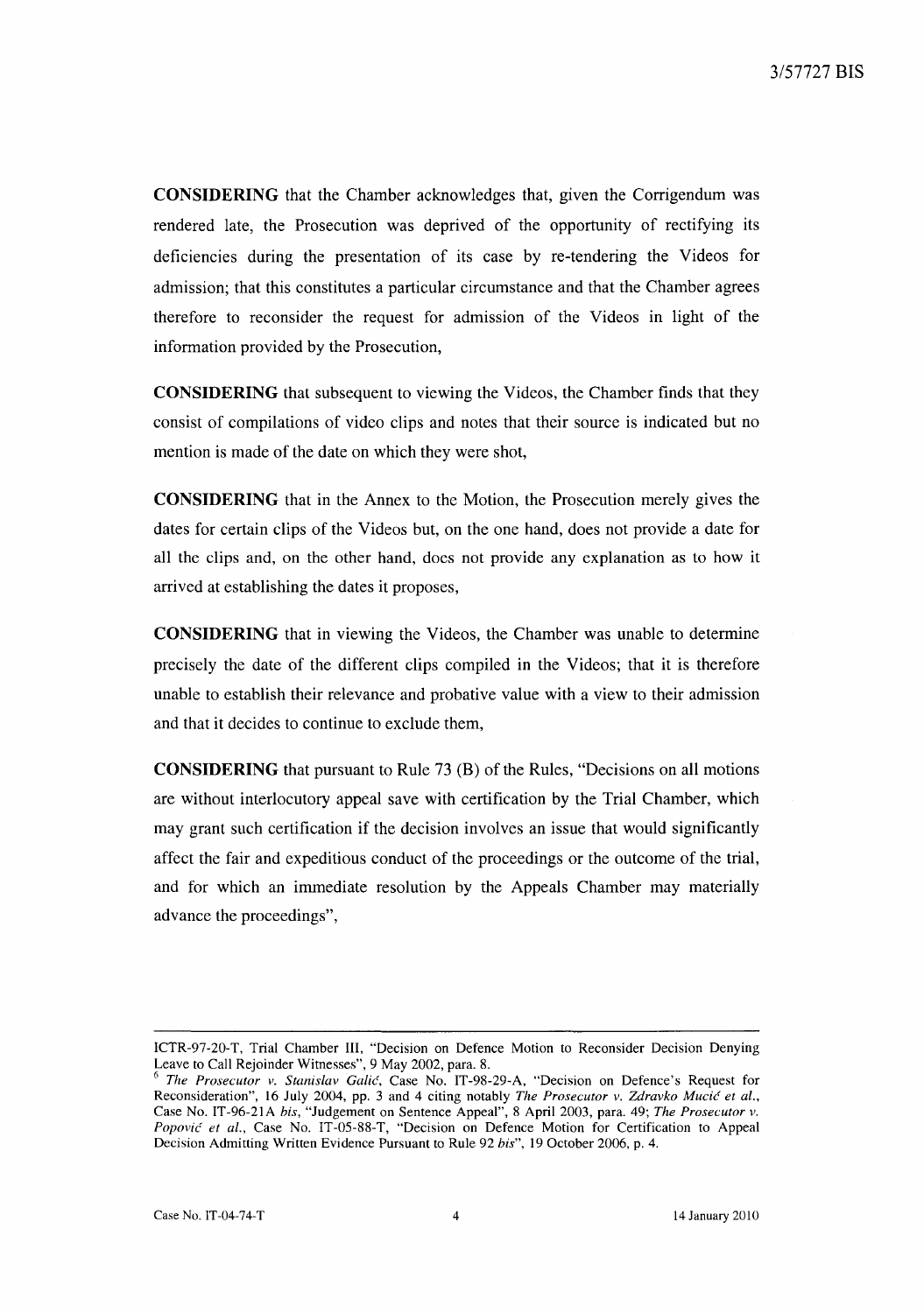**CONSIDERING** that the Chamber acknowledges that, given the Corrigendum was rendered late, the Prosecution was deprived of the opportunity of rectifying its deficiencies during the presentation of its case by re-tendering the Videos for admission; that this constitutes a particular circumstance and that the Chamber agrees therefore to reconsider the request for admission of the Videos in light of the information provided by the Prosecution,

**CONSIDERING** that subsequent to viewing the Videos, the Chamber finds that they consist of compilations of video clips and notes that their source is indicated but no mention is made of the date on which they were shot,

**CONSIDERING** that in the Annex to the Motion, the Prosecution merely gives the dates for certain clips of the Videos but, on the one hand, does not provide a date for all the clips and, on the other hand, does not provide any explanation as to how it arrived at establishing the dates it proposes,

**CONSIDERING** that in viewing the Videos, the Chamber was unable to determine precisely the date of the different clips compiled in the Videos; that it is therefore unable to establish their relevance and probative value with a view to their admission and that it decides to continue to exclude them,

**CONSIDERING** that pursuant to Rule 73 (B) of the Rules, "Decisions on all motions are without interlocutory appeal save with certification by the Trial Chamber, which may grant such certification if the decision involves an issue that would significantly affect the fair and expeditious conduct of the proceedings or the outcome of the trial, and for which an immediate resolution by the Appeals Chamber may materially advance the proceedings",

---

ICTR-97-20-T, Trial Chamber III, "Decision on Defence Motion to Reconsider Decision Denying Leave to Call Rejoinder Witnesses", 9 May 2002, para. 8.

[6] *The Prosecutor v. Stanislav Galić*, Case No. IT-98-29-A, "Decision on Defence's Request for Reconsideration", 16 July 2004, pp. 3 and 4 citing notably *The Prosecutor v. Zdravko Mucić et al.*, Case No. IT-96-21A *bis*, "Judgement on Sentence Appeal", 8 April 2003, para. 49; *The Prosecutor v. Popović et al.*, Case No. IT-05-88-T, "Decision on Defence Motion for Certification to Appeal Decision Admitting Written Evidence Pursuant to Rule 92 *bis*", 19 October 2006, p. 4.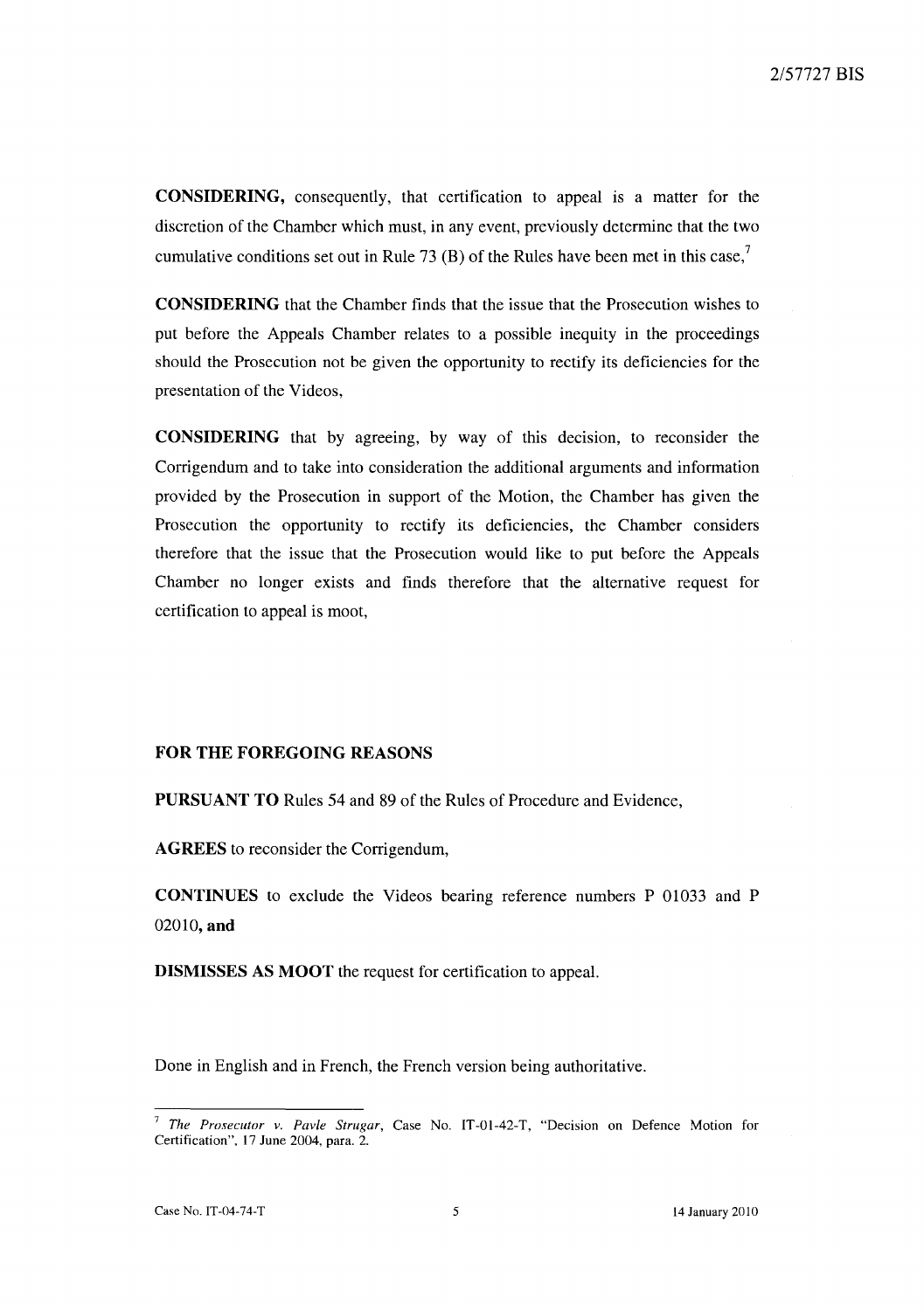**CONSIDERING,** consequently, that certification to appeal is a matter for the discretion of the Chamber which must, in any event, previously determine that the two cumulative conditions set out in Rule 73 (B) of the Rules have been met in this case,[7]

**CONSIDERING** that the Chamber finds that the issue that the Prosecution wishes to put before the Appeals Chamber relates to a possible inequity in the proceedings should the Prosecution not be given the opportunity to rectify its deficiencies for the presentation of the Videos,

**CONSIDERING** that by agreeing, by way of this decision, to reconsider the Corrigendum and to take into consideration the additional arguments and information provided by the Prosecution in support of the Motion, the Chamber has given the Prosecution the opportunity to rectify its deficiencies, the Chamber considers therefore that the issue that the Prosecution would like to put before the Appeals Chamber no longer exists and finds therefore that the alternative request for certification to appeal is moot,

**FOR THE FOREGOING REASONS**

**PURSUANT TO** Rules 54 and 89 of the Rules of Procedure and Evidence,

**AGREES** to reconsider the Corrigendum,

**CONTINUES** to exclude the Videos bearing reference numbers P 01033 and P 02010, **and**

**DISMISSES AS MOOT** the request for certification to appeal.

Done in English and in French, the French version being authoritative.

---

[7] *The Prosecutor v. Pavle Strugar*, Case No. IT-01-42-T, "Decision on Defence Motion for Certification", 17 June 2004, para. 2.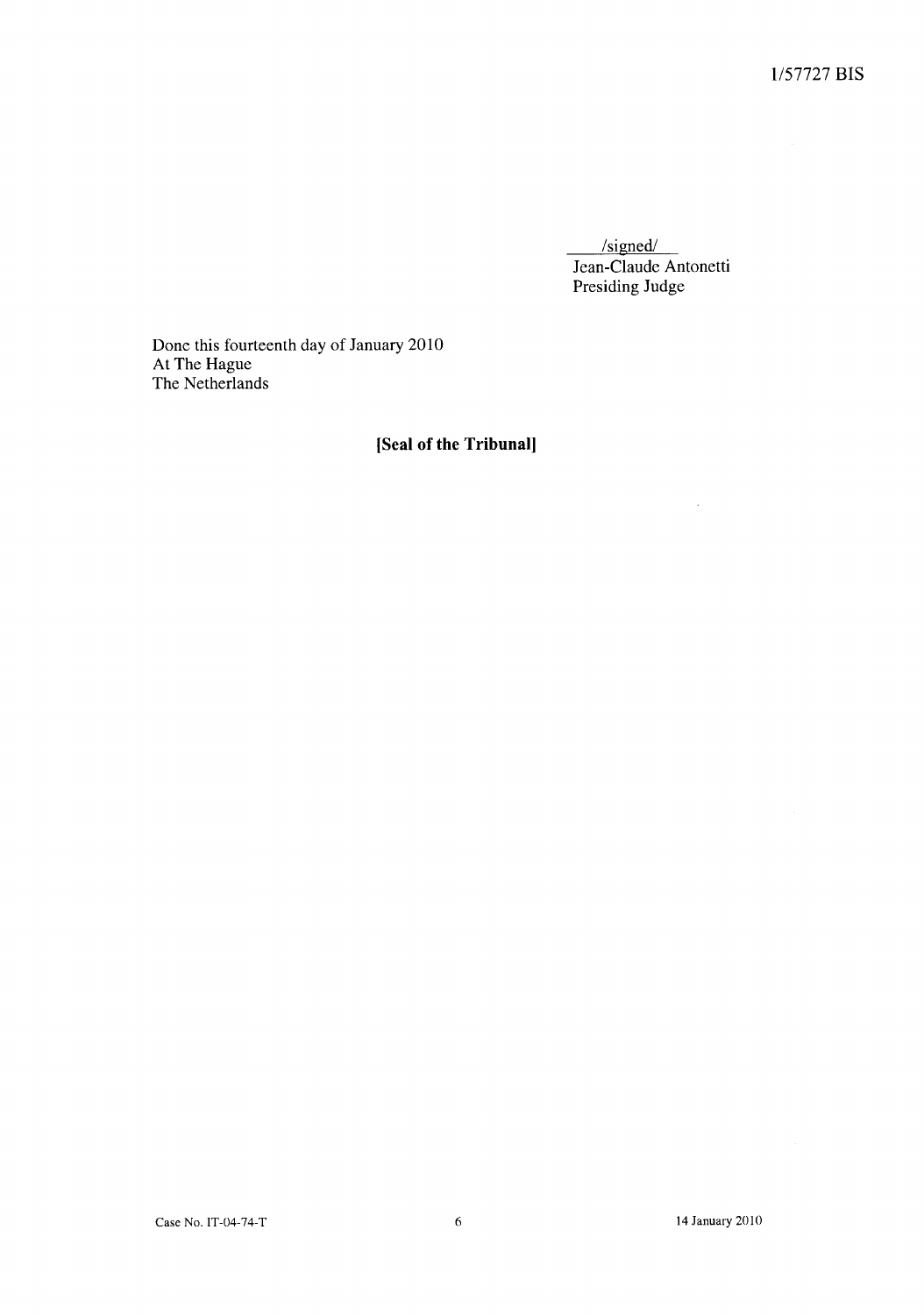1/57727 BIS

/signed/
Jean-Claude Antonetti
Presiding Judge

Done this fourteenth day of January 2010
At The Hague
The Netherlands

**[Seal of the Tribunal]**